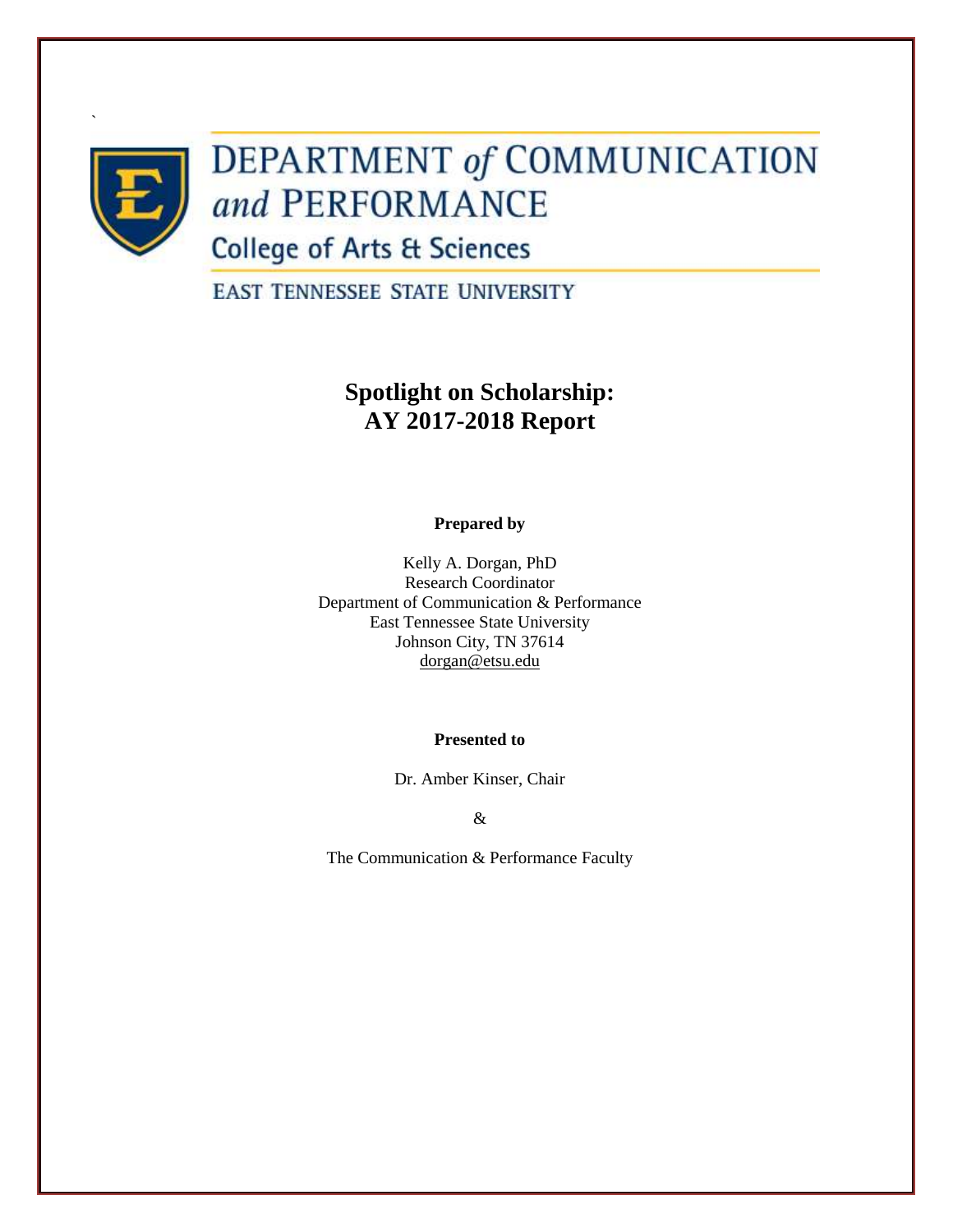DEPARTMENT *of* COMMUNICATION *and* PERFORMANCE

College of Arts & Sciences

EAST TENNESSEE STATE UNIVERSITY

# Spotlight on Scholarship: AY 2017-2018 Report

**Prepared by**

Kelly A. Dorgan, PhD
Research Coordinator
Department of Communication & Performance
East Tennessee State University
Johnson City, TN 37614
dorgan@etsu.edu

**Presented to**

Dr. Amber Kinser, Chair

&

The Communication & Performance Faculty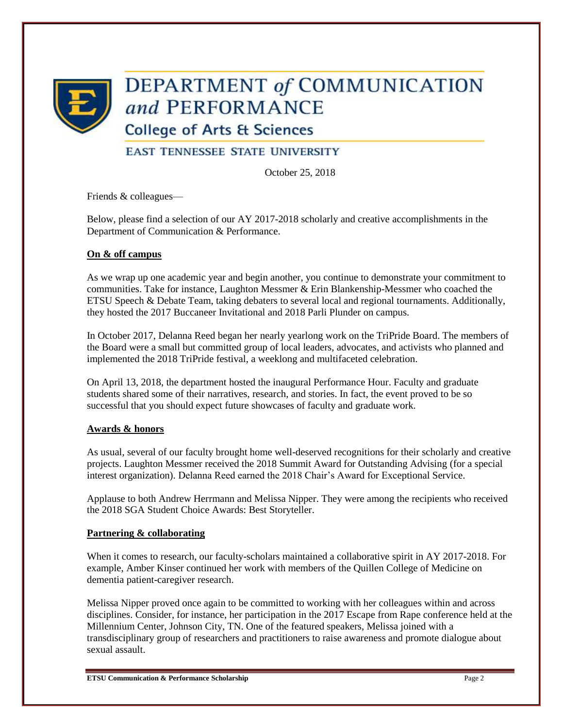# DEPARTMENT *of* COMMUNICATION *and* PERFORMANCE

## College of Arts & Sciences

### EAST TENNESSEE STATE UNIVERSITY

October 25, 2018

Friends & colleagues—

Below, please find a selection of our AY 2017-2018 scholarly and creative accomplishments in the Department of Communication & Performance.

**On & off campus**

As we wrap up one academic year and begin another, you continue to demonstrate your commitment to communities. Take for instance, Laughton Messmer & Erin Blankenship-Messmer who coached the ETSU Speech & Debate Team, taking debaters to several local and regional tournaments. Additionally, they hosted the 2017 Buccaneer Invitational and 2018 Parli Plunder on campus.

In October 2017, Delanna Reed began her nearly yearlong work on the TriPride Board. The members of the Board were a small but committed group of local leaders, advocates, and activists who planned and implemented the 2018 TriPride festival, a weeklong and multifaceted celebration.

On April 13, 2018, the department hosted the inaugural Performance Hour. Faculty and graduate students shared some of their narratives, research, and stories. In fact, the event proved to be so successful that you should expect future showcases of faculty and graduate work.

**Awards & honors**

As usual, several of our faculty brought home well-deserved recognitions for their scholarly and creative projects. Laughton Messmer received the 2018 Summit Award for Outstanding Advising (for a special interest organization). Delanna Reed earned the 2018 Chair's Award for Exceptional Service.

Applause to both Andrew Herrmann and Melissa Nipper. They were among the recipients who received the 2018 SGA Student Choice Awards: Best Storyteller.

**Partnering & collaborating**

When it comes to research, our faculty-scholars maintained a collaborative spirit in AY 2017-2018. For example, Amber Kinser continued her work with members of the Quillen College of Medicine on dementia patient-caregiver research.

Melissa Nipper proved once again to be committed to working with her colleagues within and across disciplines. Consider, for instance, her participation in the 2017 Escape from Rape conference held at the Millennium Center, Johnson City, TN. One of the featured speakers, Melissa joined with a transdisciplinary group of researchers and practitioners to raise awareness and promote dialogue about sexual assault.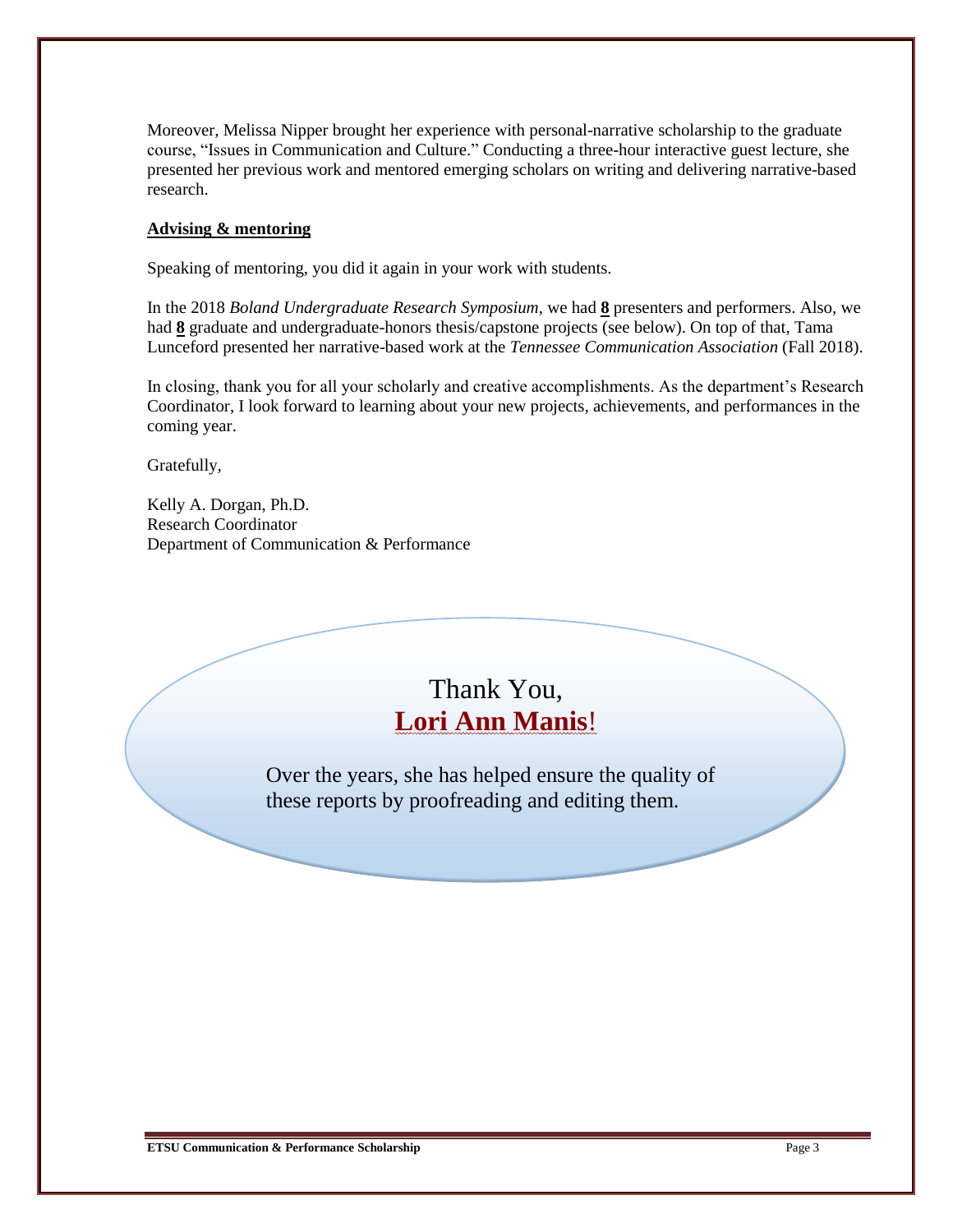Moreover, Melissa Nipper brought her experience with personal-narrative scholarship to the graduate course, "Issues in Communication and Culture." Conducting a three-hour interactive guest lecture, she presented her previous work and mentored emerging scholars on writing and delivering narrative-based research.

**Advising & mentoring**

Speaking of mentoring, you did it again in your work with students.

In the 2018 *Boland Undergraduate Research Symposium*, we had **8** presenters and performers. Also, we had **8** graduate and undergraduate-honors thesis/capstone projects (see below). On top of that, Tama Lunceford presented her narrative-based work at the *Tennessee Communication Association* (Fall 2018).

In closing, thank you for all your scholarly and creative accomplishments. As the department's Research Coordinator, I look forward to learning about your new projects, achievements, and performances in the coming year.

Gratefully,

Kelly A. Dorgan, Ph.D.
Research Coordinator
Department of Communication & Performance

Thank You,
**Lori Ann Manis**!

Over the years, she has helped ensure the quality of these reports by proofreading and editing them.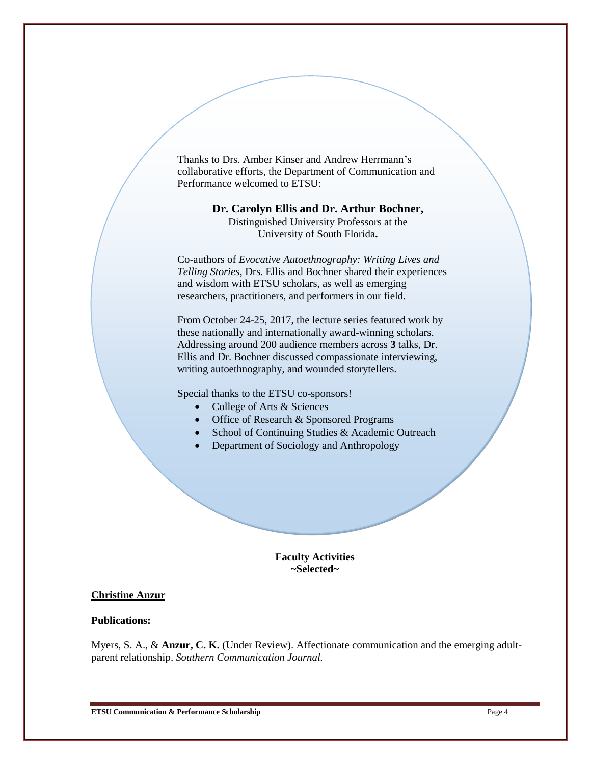Thanks to Drs. Amber Kinser and Andrew Herrmann's collaborative efforts, the Department of Communication and Performance welcomed to ETSU:

**Dr. Carolyn Ellis and Dr. Arthur Bochner,**
Distinguished University Professors at the University of South Florida**.**

Co-authors of *Evocative Autoethnography: Writing Lives and Telling Stories*, Drs. Ellis and Bochner shared their experiences and wisdom with ETSU scholars, as well as emerging researchers, practitioners, and performers in our field.

From October 24-25, 2017, the lecture series featured work by these nationally and internationally award-winning scholars. Addressing around 200 audience members across **3** talks, Dr. Ellis and Dr. Bochner discussed compassionate interviewing, writing autoethnography, and wounded storytellers.

Special thanks to the ETSU co-sponsors!

- College of Arts & Sciences
- Office of Research & Sponsored Programs
- School of Continuing Studies & Academic Outreach
- Department of Sociology and Anthropology

## Faculty Activities
## ~Selected~

### Christine Anzur

**Publications:**

Myers, S. A., & **Anzur, C. K.** (Under Review). Affectionate communication and the emerging adult-parent relationship. *Southern Communication Journal.*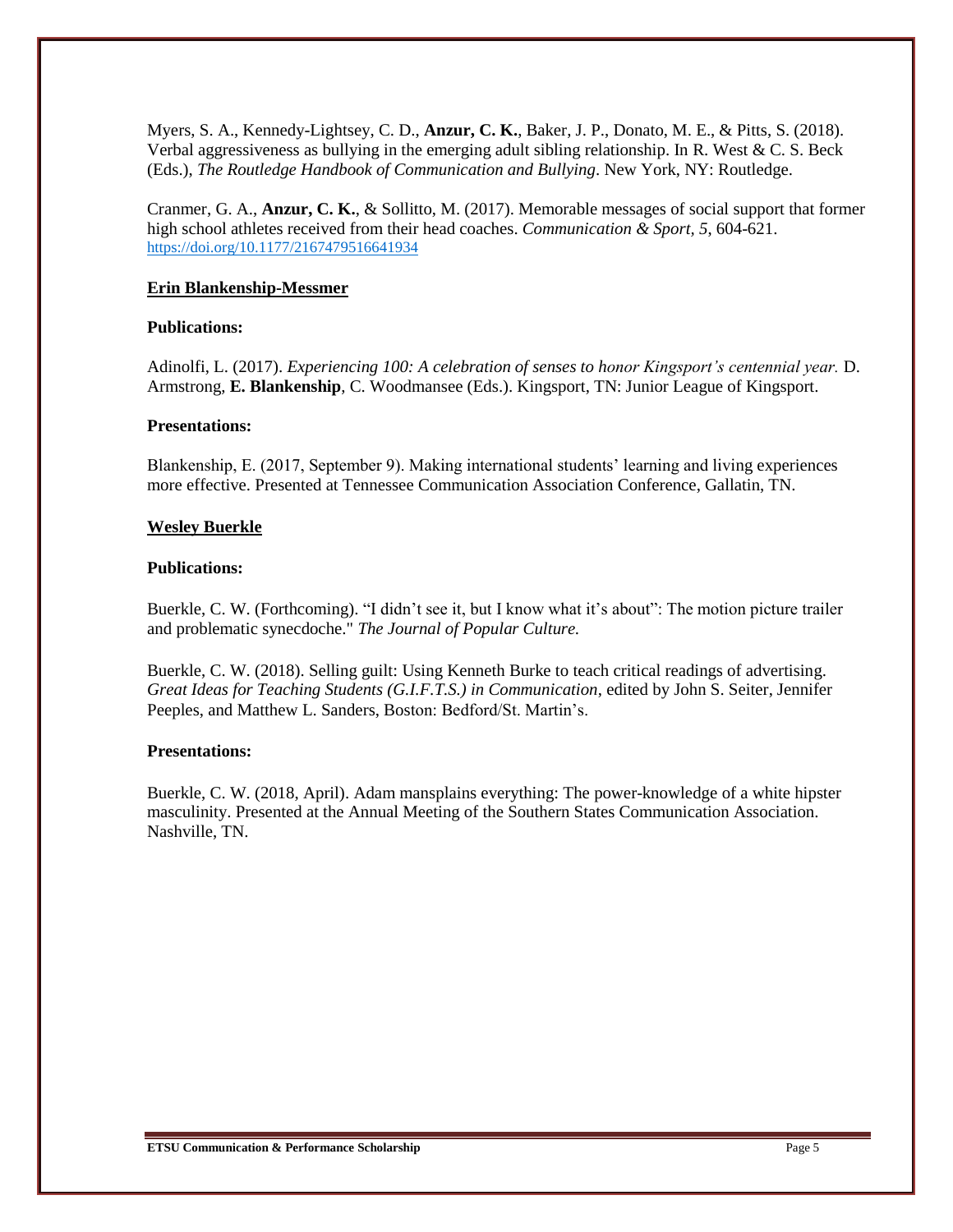Myers, S. A., Kennedy-Lightsey, C. D., **Anzur, C. K.**, Baker, J. P., Donato, M. E., & Pitts, S. (2018). Verbal aggressiveness as bullying in the emerging adult sibling relationship. In R. West & C. S. Beck (Eds.), *The Routledge Handbook of Communication and Bullying*. New York, NY: Routledge.

Cranmer, G. A., **Anzur, C. K.**, & Sollitto, M. (2017). Memorable messages of social support that former high school athletes received from their head coaches. *Communication & Sport, 5*, 604-621. https://doi.org/10.1177/2167479516641934

## Erin Blankenship-Messmer

### Publications:

Adinolfi, L. (2017). *Experiencing 100: A celebration of senses to honor Kingsport's centennial year.* D. Armstrong, **E. Blankenship**, C. Woodmansee (Eds.). Kingsport, TN: Junior League of Kingsport.

### Presentations:

Blankenship, E. (2017, September 9). Making international students' learning and living experiences more effective. Presented at Tennessee Communication Association Conference, Gallatin, TN.

## Wesley Buerkle

### Publications:

Buerkle, C. W. (Forthcoming). "I didn't see it, but I know what it's about": The motion picture trailer and problematic synecdoche." *The Journal of Popular Culture.*

Buerkle, C. W. (2018). Selling guilt: Using Kenneth Burke to teach critical readings of advertising. *Great Ideas for Teaching Students (G.I.F.T.S.) in Communication*, edited by John S. Seiter, Jennifer Peeples, and Matthew L. Sanders, Boston: Bedford/St. Martin's.

### Presentations:

Buerkle, C. W. (2018, April). Adam mansplains everything: The power-knowledge of a white hipster masculinity. Presented at the Annual Meeting of the Southern States Communication Association. Nashville, TN.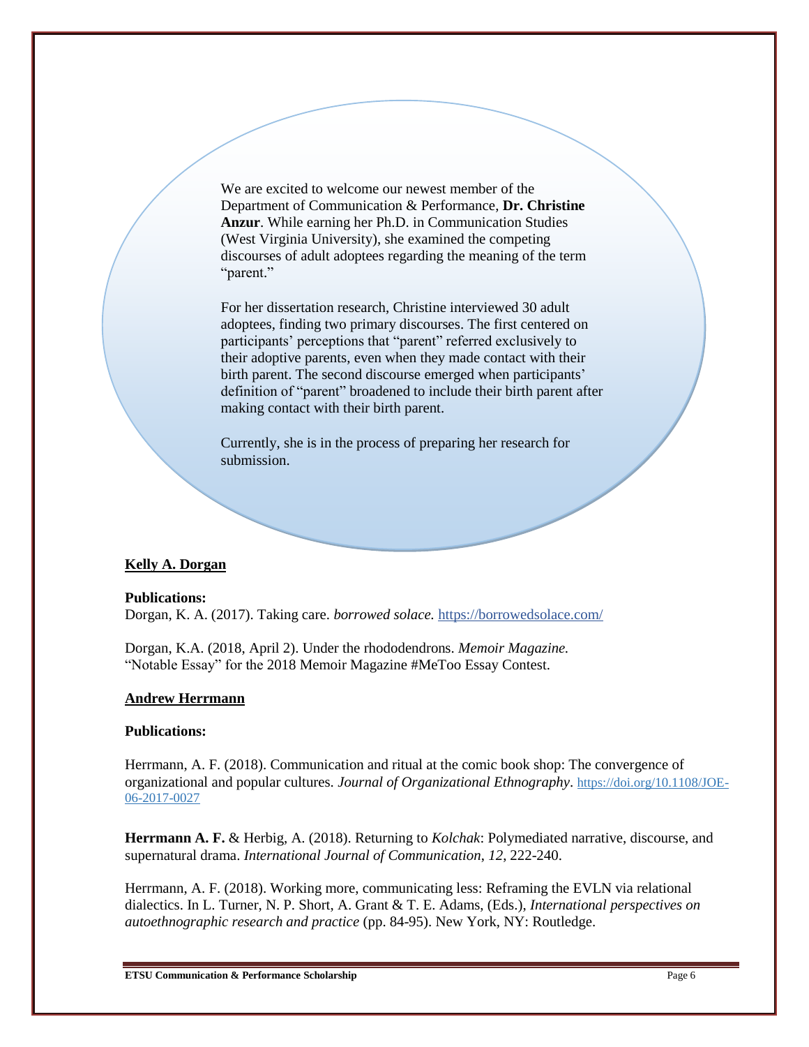We are excited to welcome our newest member of the Department of Communication & Performance, **Dr. Christine Anzur**. While earning her Ph.D. in Communication Studies (West Virginia University), she examined the competing discourses of adult adoptees regarding the meaning of the term "parent."

For her dissertation research, Christine interviewed 30 adult adoptees, finding two primary discourses. The first centered on participants' perceptions that "parent" referred exclusively to their adoptive parents, even when they made contact with their birth parent. The second discourse emerged when participants' definition of "parent" broadened to include their birth parent after making contact with their birth parent.

Currently, she is in the process of preparing her research for submission.

**Kelly A. Dorgan**

**Publications:**

Dorgan, K. A. (2017). Taking care. *borrowed solace.* https://borrowedsolace.com/

Dorgan, K.A. (2018, April 2). Under the rhododendrons. *Memoir Magazine.* "Notable Essay" for the 2018 Memoir Magazine #MeToo Essay Contest.

**Andrew Herrmann**

**Publications:**

Herrmann, A. F. (2018). Communication and ritual at the comic book shop: The convergence of organizational and popular cultures. *Journal of Organizational Ethnography*. https://doi.org/10.1108/JOE-06-2017-0027

**Herrmann A. F.** & Herbig, A. (2018). Returning to *Kolchak*: Polymediated narrative, discourse, and supernatural drama. *International Journal of Communication, 12,* 222-240.

Herrmann, A. F. (2018). Working more, communicating less: Reframing the EVLN via relational dialectics. In L. Turner, N. P. Short, A. Grant & T. E. Adams, (Eds.), *International perspectives on autoethnographic research and practice* (pp. 84-95). New York, NY: Routledge.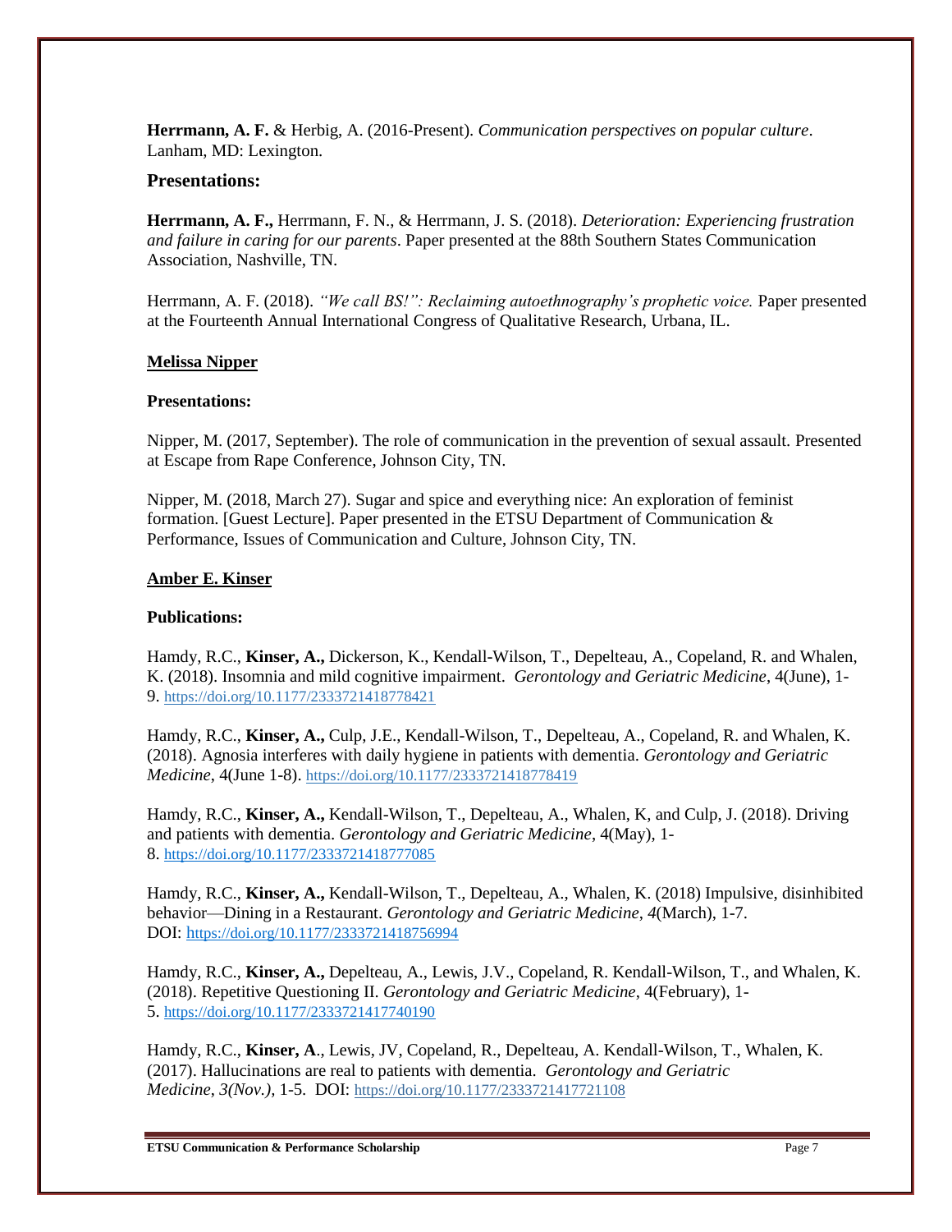**Herrmann, A. F.** & Herbig, A. (2016-Present). *Communication perspectives on popular culture*. Lanham, MD: Lexington.

### Presentations:

**Herrmann, A. F.,** Herrmann, F. N., & Herrmann, J. S. (2018). *Deterioration: Experiencing frustration and failure in caring for our parents*. Paper presented at the 88th Southern States Communication Association, Nashville, TN.

Herrmann, A. F. (2018). *"We call BS!": Reclaiming autoethnography's prophetic voice.* Paper presented at the Fourteenth Annual International Congress of Qualitative Research, Urbana, IL.

## Melissa Nipper

**Presentations:**

Nipper, M. (2017, September). The role of communication in the prevention of sexual assault. Presented at Escape from Rape Conference, Johnson City, TN.

Nipper, M. (2018, March 27). Sugar and spice and everything nice: An exploration of feminist formation. [Guest Lecture]. Paper presented in the ETSU Department of Communication & Performance, Issues of Communication and Culture, Johnson City, TN.

## Amber E. Kinser

**Publications:**

Hamdy, R.C., **Kinser, A.,** Dickerson, K., Kendall-Wilson, T., Depelteau, A., Copeland, R. and Whalen, K. (2018). Insomnia and mild cognitive impairment. *Gerontology and Geriatric Medicine*, 4(June), 1-9. https://doi.org/10.1177/2333721418778421

Hamdy, R.C., **Kinser, A.,** Culp, J.E., Kendall-Wilson, T., Depelteau, A., Copeland, R. and Whalen, K. (2018). Agnosia interferes with daily hygiene in patients with dementia. *Gerontology and Geriatric Medicine*, 4(June 1-8). https://doi.org/10.1177/2333721418778419

Hamdy, R.C., **Kinser, A.,** Kendall-Wilson, T., Depelteau, A., Whalen, K, and Culp, J. (2018). Driving and patients with dementia. *Gerontology and Geriatric Medicine*, 4(May), 1-8. https://doi.org/10.1177/2333721418777085

Hamdy, R.C., **Kinser, A.,** Kendall-Wilson, T., Depelteau, A., Whalen, K. (2018) Impulsive, disinhibited behavior—Dining in a Restaurant. *Gerontology and Geriatric Medicine*, *4*(March), 1-7. DOI: https://doi.org/10.1177/2333721418756994

Hamdy, R.C., **Kinser, A.,** Depelteau, A., Lewis, J.V., Copeland, R. Kendall-Wilson, T., and Whalen, K. (2018). Repetitive Questioning II. *Gerontology and Geriatric Medicine*, 4(February), 1-5. https://doi.org/10.1177/2333721417740190

Hamdy, R.C., **Kinser, A**., Lewis, JV, Copeland, R., Depelteau, A. Kendall-Wilson, T., Whalen, K. (2017). Hallucinations are real to patients with dementia. *Gerontology and Geriatric Medicine*, *3(Nov.)*, 1-5. DOI: https://doi.org/10.1177/2333721417721108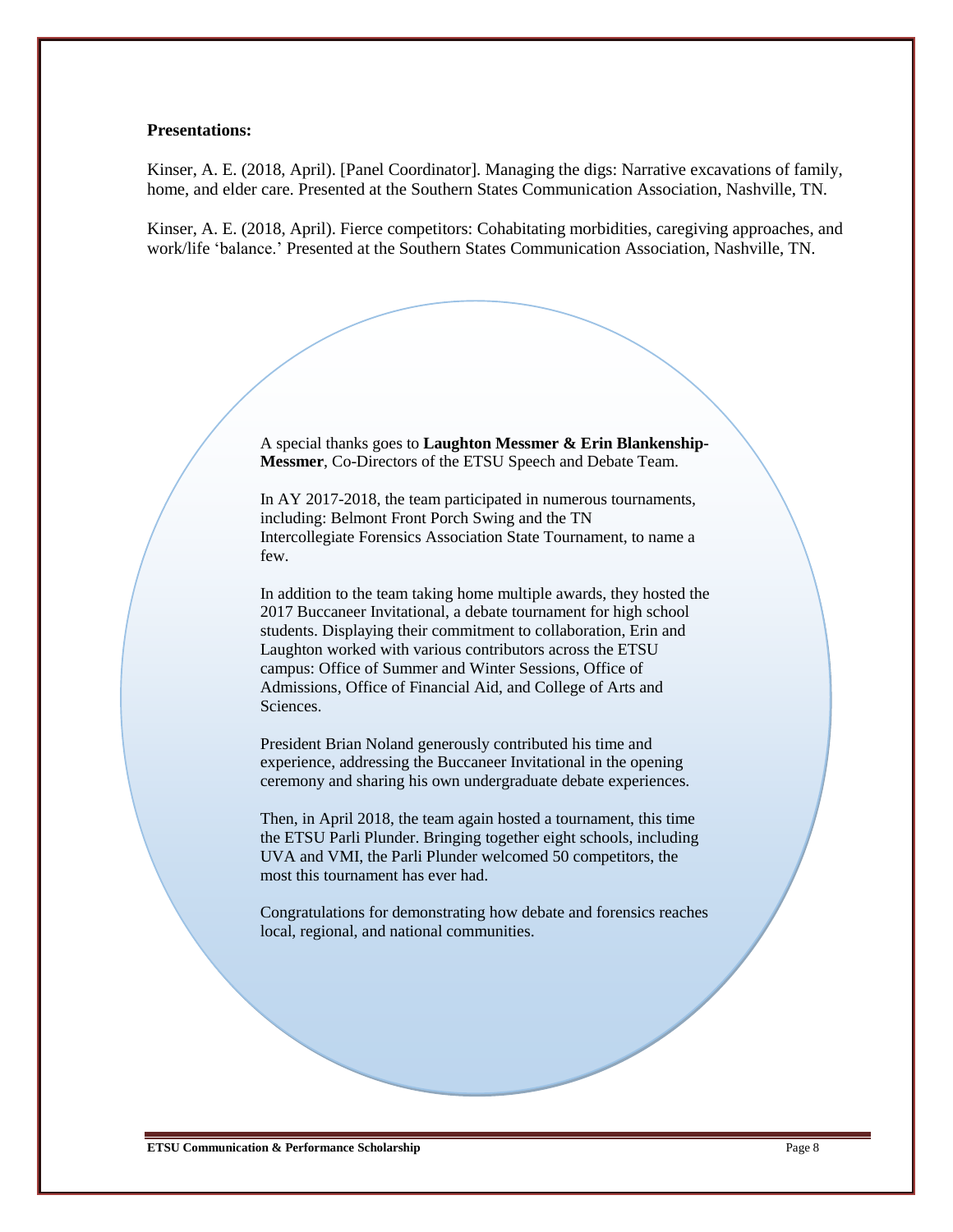**Presentations:**

Kinser, A. E. (2018, April). [Panel Coordinator]. Managing the digs: Narrative excavations of family, home, and elder care. Presented at the Southern States Communication Association, Nashville, TN.

Kinser, A. E. (2018, April). Fierce competitors: Cohabitating morbidities, caregiving approaches, and work/life 'balance.' Presented at the Southern States Communication Association, Nashville, TN.

A special thanks goes to **Laughton Messmer & Erin Blankenship-Messmer**, Co-Directors of the ETSU Speech and Debate Team.

In AY 2017-2018, the team participated in numerous tournaments, including: Belmont Front Porch Swing and the TN Intercollegiate Forensics Association State Tournament, to name a few.

In addition to the team taking home multiple awards, they hosted the 2017 Buccaneer Invitational, a debate tournament for high school students. Displaying their commitment to collaboration, Erin and Laughton worked with various contributors across the ETSU campus: Office of Summer and Winter Sessions, Office of Admissions, Office of Financial Aid, and College of Arts and Sciences.

President Brian Noland generously contributed his time and experience, addressing the Buccaneer Invitational in the opening ceremony and sharing his own undergraduate debate experiences.

Then, in April 2018, the team again hosted a tournament, this time the ETSU Parli Plunder. Bringing together eight schools, including UVA and VMI, the Parli Plunder welcomed 50 competitors, the most this tournament has ever had.

Congratulations for demonstrating how debate and forensics reaches local, regional, and national communities.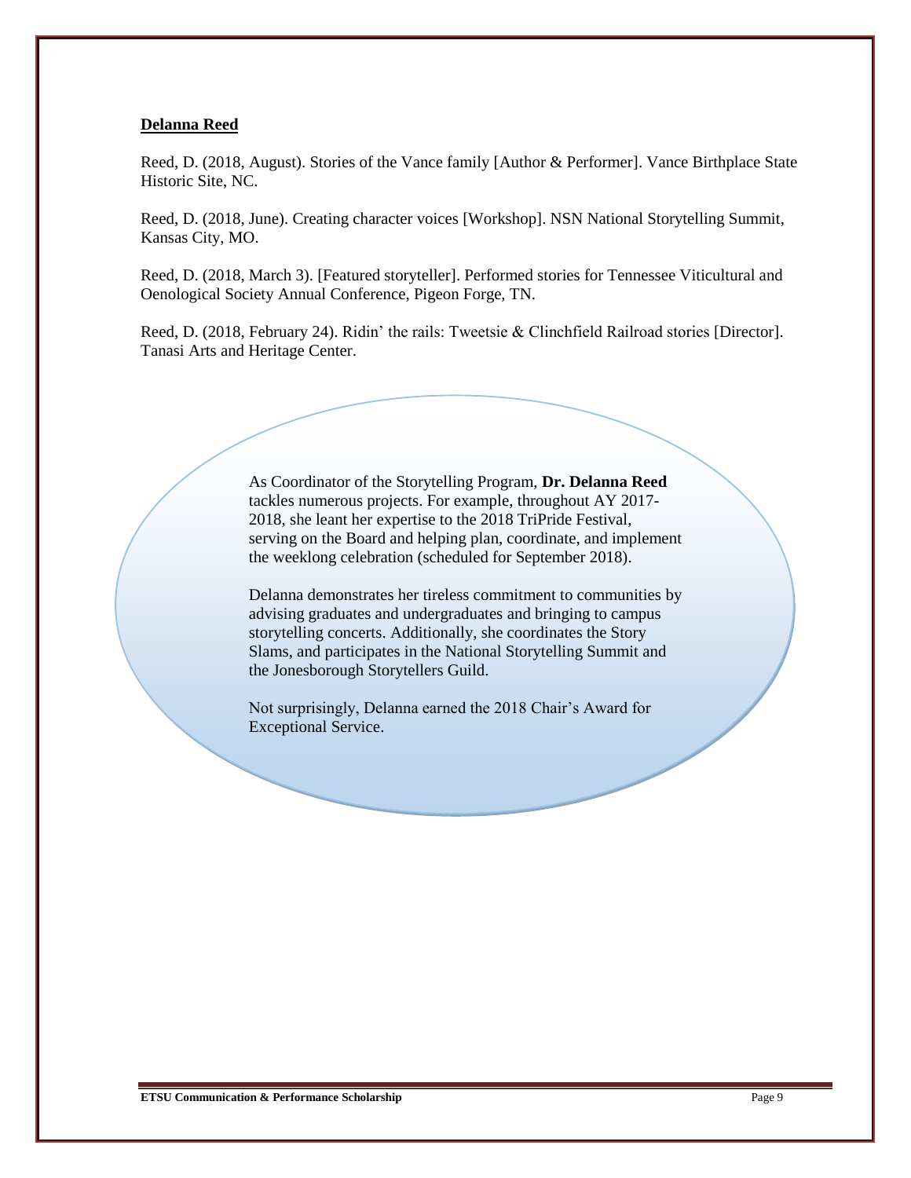**Delanna Reed**

Reed, D. (2018, August). Stories of the Vance family [Author & Performer]. Vance Birthplace State Historic Site, NC.

Reed, D. (2018, June). Creating character voices [Workshop]. NSN National Storytelling Summit, Kansas City, MO.

Reed, D. (2018, March 3). [Featured storyteller]. Performed stories for Tennessee Viticultural and Oenological Society Annual Conference, Pigeon Forge, TN.

Reed, D. (2018, February 24). Ridin' the rails: Tweetsie & Clinchfield Railroad stories [Director]. Tanasi Arts and Heritage Center.

As Coordinator of the Storytelling Program, **Dr. Delanna Reed** tackles numerous projects. For example, throughout AY 2017-2018, she leant her expertise to the 2018 TriPride Festival, serving on the Board and helping plan, coordinate, and implement the weeklong celebration (scheduled for September 2018).

Delanna demonstrates her tireless commitment to communities by advising graduates and undergraduates and bringing to campus storytelling concerts. Additionally, she coordinates the Story Slams, and participates in the National Storytelling Summit and the Jonesborough Storytellers Guild.

Not surprisingly, Delanna earned the 2018 Chair's Award for Exceptional Service.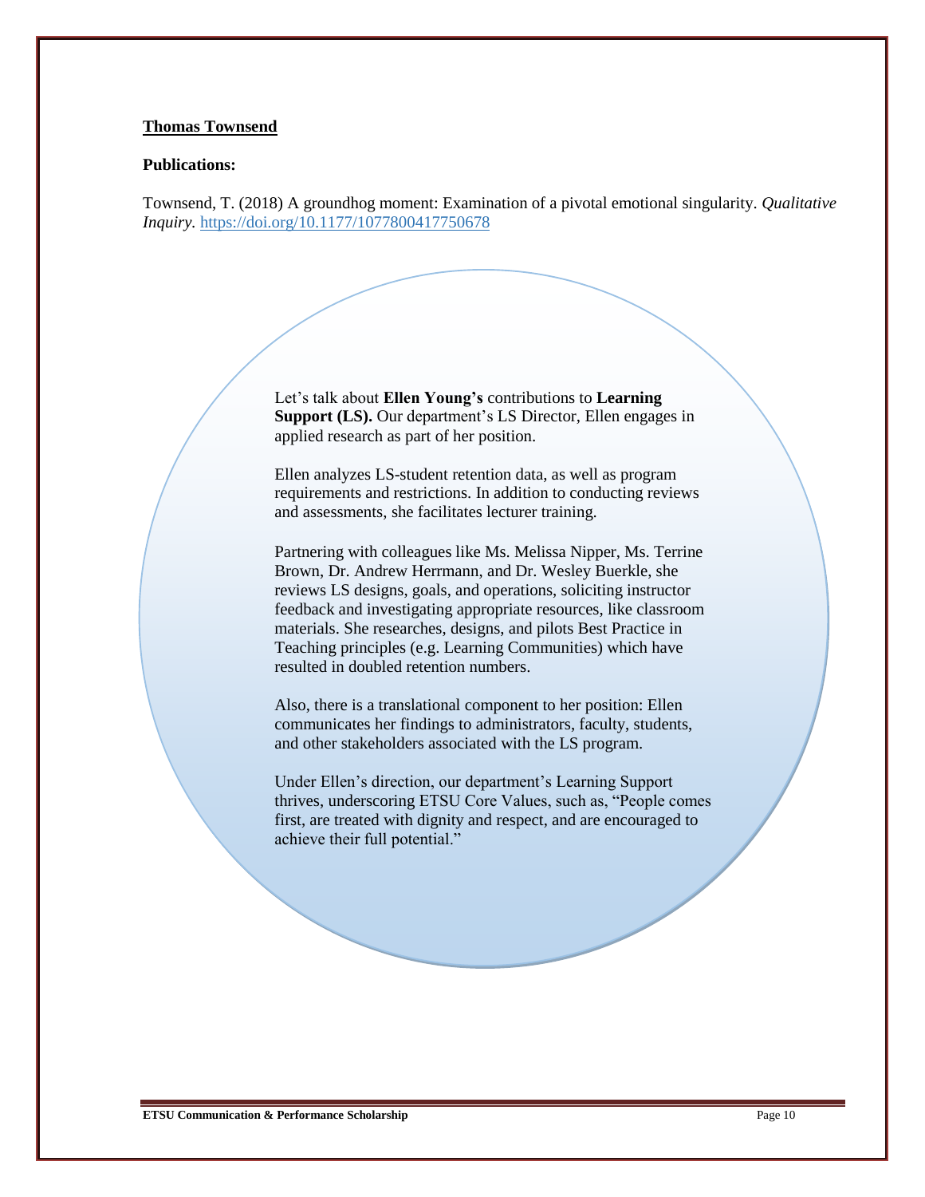**Thomas Townsend**

**Publications:**

Townsend, T. (2018) A groundhog moment: Examination of a pivotal emotional singularity. *Qualitative Inquiry*. https://doi.org/10.1177/1077800417750678

Let's talk about **Ellen Young's** contributions to **Learning Support (LS).** Our department's LS Director, Ellen engages in applied research as part of her position.

Ellen analyzes LS-student retention data, as well as program requirements and restrictions. In addition to conducting reviews and assessments, she facilitates lecturer training.

Partnering with colleagues like Ms. Melissa Nipper, Ms. Terrine Brown, Dr. Andrew Herrmann, and Dr. Wesley Buerkle, she reviews LS designs, goals, and operations, soliciting instructor feedback and investigating appropriate resources, like classroom materials. She researches, designs, and pilots Best Practice in Teaching principles (e.g. Learning Communities) which have resulted in doubled retention numbers.

Also, there is a translational component to her position: Ellen communicates her findings to administrators, faculty, students, and other stakeholders associated with the LS program.

Under Ellen's direction, our department's Learning Support thrives, underscoring ETSU Core Values, such as, "People comes first, are treated with dignity and respect, and are encouraged to achieve their full potential."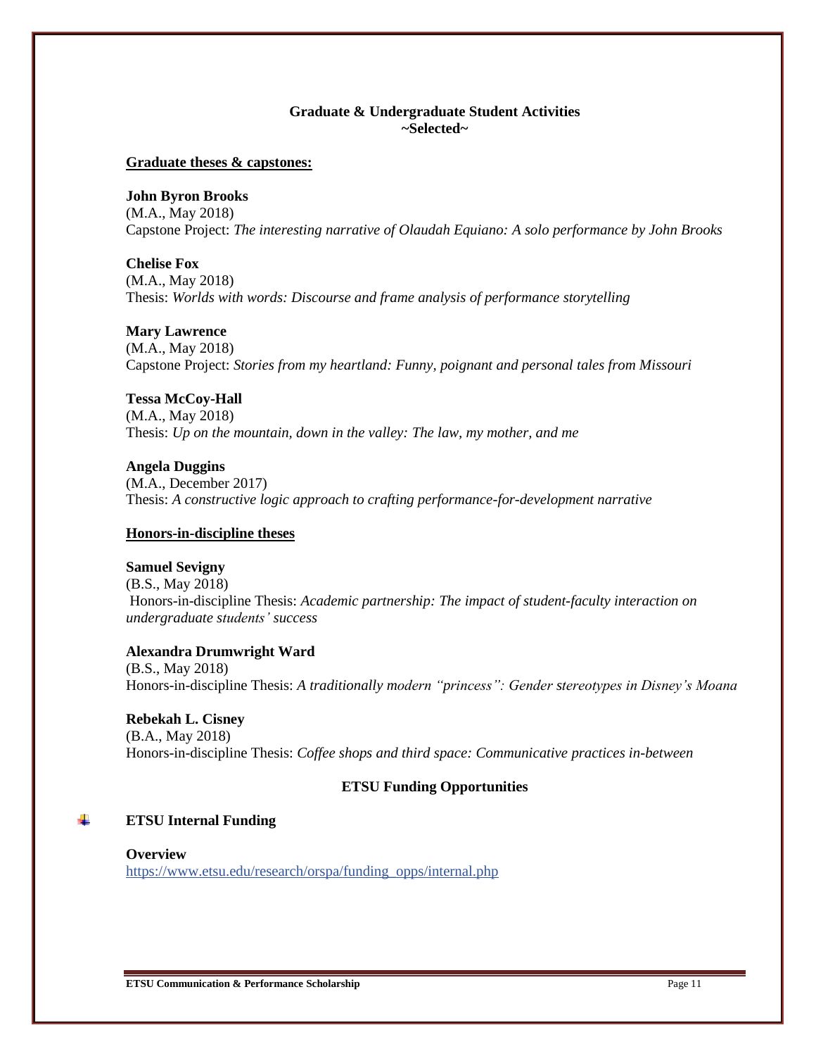## Graduate & Undergraduate Student Activities
## ~Selected~

**Graduate theses & capstones:**

**John Byron Brooks**
(M.A., May 2018)
Capstone Project: *The interesting narrative of Olaudah Equiano: A solo performance by John Brooks*

**Chelise Fox**
(M.A., May 2018)
Thesis: *Worlds with words: Discourse and frame analysis of performance storytelling*

**Mary Lawrence**
(M.A., May 2018)
Capstone Project: *Stories from my heartland: Funny, poignant and personal tales from Missouri*

**Tessa McCoy-Hall**
(M.A., May 2018)
Thesis: *Up on the mountain, down in the valley: The law, my mother, and me*

**Angela Duggins**
(M.A., December 2017)
Thesis: *A constructive logic approach to crafting performance-for-development narrative*

**Honors-in-discipline theses**

**Samuel Sevigny**
(B.S., May 2018)
Honors-in-discipline Thesis: *Academic partnership: The impact of student-faculty interaction on undergraduate students' success*

**Alexandra Drumwright Ward**
(B.S., May 2018)
Honors-in-discipline Thesis: *A traditionally modern "princess": Gender stereotypes in Disney's Moana*

**Rebekah L. Cisney**
(B.A., May 2018)
Honors-in-discipline Thesis: *Coffee shops and third space: Communicative practices in-between*

## ETSU Funding Opportunities

- **ETSU Internal Funding**

**Overview**
https://www.etsu.edu/research/orspa/funding_opps/internal.php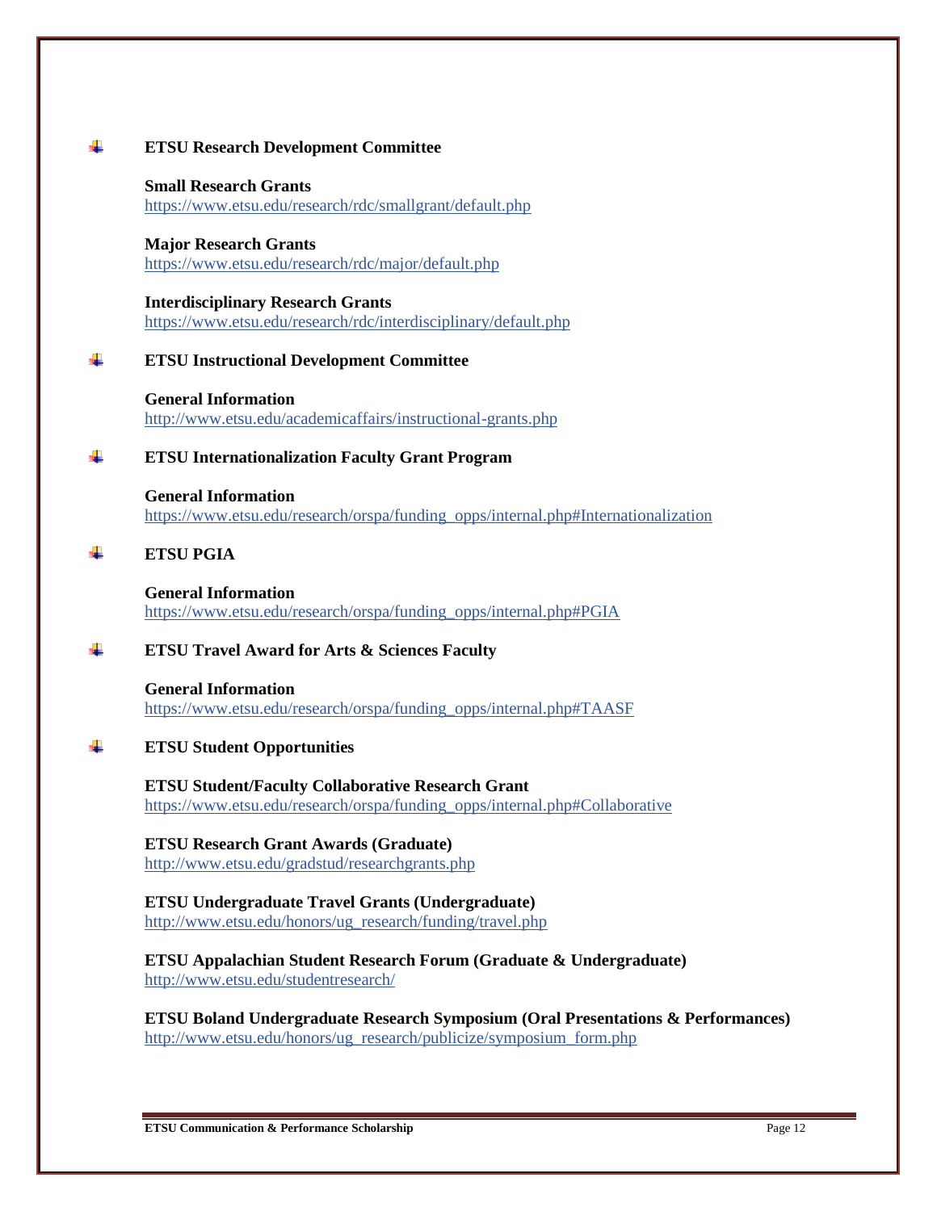- **ETSU Research Development Committee**

  **Small Research Grants**
  https://www.etsu.edu/research/rdc/smallgrant/default.php

  **Major Research Grants**
  https://www.etsu.edu/research/rdc/major/default.php

  **Interdisciplinary Research Grants**
  https://www.etsu.edu/research/rdc/interdisciplinary/default.php

- **ETSU Instructional Development Committee**

  **General Information**
  http://www.etsu.edu/academicaffairs/instructional-grants.php

- **ETSU Internationalization Faculty Grant Program**

  **General Information**
  https://www.etsu.edu/research/orspa/funding_opps/internal.php#Internationalization

- **ETSU PGIA**

  **General Information**
  https://www.etsu.edu/research/orspa/funding_opps/internal.php#PGIA

- **ETSU Travel Award for Arts & Sciences Faculty**

  **General Information**
  https://www.etsu.edu/research/orspa/funding_opps/internal.php#TAASF

- **ETSU Student Opportunities**

  **ETSU Student/Faculty Collaborative Research Grant**
  https://www.etsu.edu/research/orspa/funding_opps/internal.php#Collaborative

  **ETSU Research Grant Awards (Graduate)**
  http://www.etsu.edu/gradstud/researchgrants.php

  **ETSU Undergraduate Travel Grants (Undergraduate)**
  http://www.etsu.edu/honors/ug_research/funding/travel.php

  **ETSU Appalachian Student Research Forum (Graduate & Undergraduate)**
  http://www.etsu.edu/studentresearch/

  **ETSU Boland Undergraduate Research Symposium (Oral Presentations & Performances)**
  http://www.etsu.edu/honors/ug_research/publicize/symposium_form.php